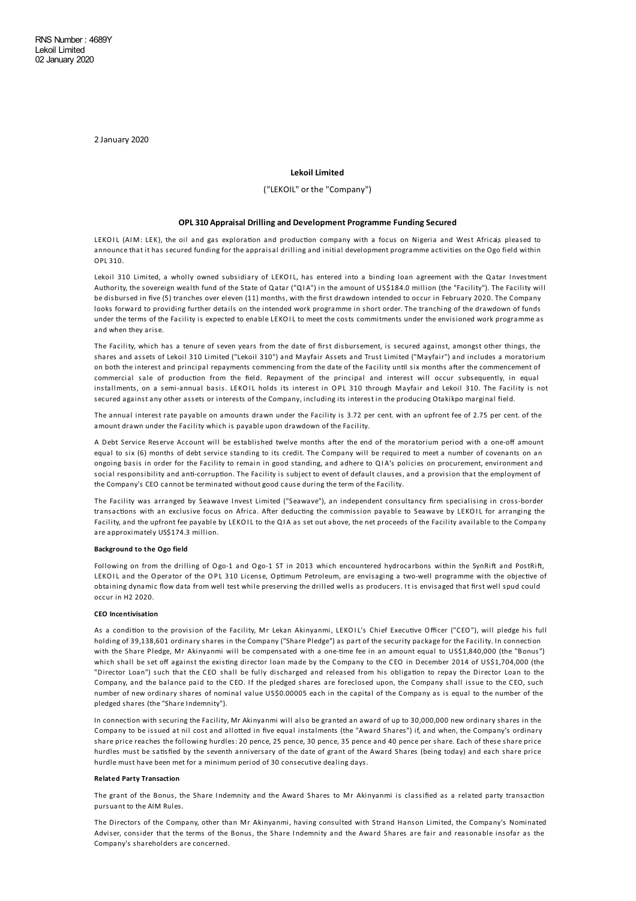RNS Number : 4689Y
Lekoil Limited
02 January 2020

2 January 2020

**Lekoil Limited**

("LEKOIL" or the "Company")

**OPL 310 Appraisal Drilling and Development Programme Funding Secured**

LEKOIL (AIM: LEK), the oil and gas exploration and production company with a focus on Nigeria and West Africa, is pleased to announce that it has secured funding for the appraisal drilling and initial development programme activities on the Ogo field within OPL 310.

Lekoil 310 Limited, a wholly owned subsidiary of LEKOIL, has entered into a binding loan agreement with the Qatar Investment Authority, the sovereign wealth fund of the State of Qatar ("QIA") in the amount of US$184.0 million (the "Facility"). The Facility will be disbursed in five (5) tranches over eleven (11) months, with the first drawdown intended to occur in February 2020. The Company looks forward to providing further details on the intended work programme in short order. The tranching of the drawdown of funds under the terms of the Facility is expected to enable LEKOIL to meet the costs commitments under the envisioned work programme as and when they arise.

The Facility, which has a tenure of seven years from the date of first disbursement, is secured against, amongst other things, the shares and assets of Lekoil 310 Limited ("Lekoil 310") and Mayfair Assets and Trust Limited ("Mayfair") and includes a moratorium on both the interest and principal repayments commencing from the date of the Facility until six months after the commencement of commercial sale of production from the field. Repayment of the principal and interest will occur subsequently, in equal installments, on a semi-annual basis. LEKOIL holds its interest in OPL 310 through Mayfair and Lekoil 310. The Facility is not secured against any other assets or interests of the Company, including its interest in the producing Otakikpo marginal field.

The annual interest rate payable on amounts drawn under the Facility is 3.72 per cent. with an upfront fee of 2.75 per cent. of the amount drawn under the Facility which is payable upon drawdown of the Facility.

A Debt Service Reserve Account will be established twelve months after the end of the moratorium period with a one-off amount equal to six (6) months of debt service standing to its credit. The Company will be required to meet a number of covenants on an ongoing basis in order for the Facility to remain in good standing, and adhere to QIA's policies on procurement, environment and social responsibility and anti-corruption. The Facility is subject to event of default clauses, and a provision that the employment of the Company's CEO cannot be terminated without good cause during the term of the Facility.

The Facility was arranged by Seawave Invest Limited ("Seawave"), an independent consultancy firm specialising in cross-border transactions with an exclusive focus on Africa. After deducting the commission payable to Seawave by LEKOIL for arranging the Facility, and the upfront fee payable by LEKOIL to the QIA as set out above, the net proceeds of the Facility available to the Company are approximately US$174.3 million.

**Background to the Ogo field**

Following on from the drilling of Ogo-1 and Ogo-1 ST in 2013 which encountered hydrocarbons within the SynRift and PostRift, LEKOIL and the Operator of the OPL 310 License, Optimum Petroleum, are envisaging a two-well programme with the objective of obtaining dynamic flow data from well test while preserving the drilled wells as producers. It is envisaged that first well spud could occur in H2 2020.

**CEO Incentivisation**

As a condition to the provision of the Facility, Mr Lekan Akinyanmi, LEKOIL's Chief Executive Officer ("CEO"), will pledge his full holding of 39,138,601 ordinary shares in the Company ("Share Pledge") as part of the security package for the Facility. In connection with the Share Pledge, Mr Akinyanmi will be compensated with a one-time fee in an amount equal to US$1,840,000 (the "Bonus") which shall be set off against the existing director loan made by the Company to the CEO in December 2014 of US$1,704,000 (the "Director Loan") such that the CEO shall be fully discharged and released from his obligation to repay the Director Loan to the Company, and the balance paid to the CEO. If the pledged shares are foreclosed upon, the Company shall issue to the CEO, such number of new ordinary shares of nominal value US$0.00005 each in the capital of the Company as is equal to the number of the pledged shares (the "Share Indemnity").

In connection with securing the Facility, Mr Akinyanmi will also be granted an award of up to 30,000,000 new ordinary shares in the Company to be issued at nil cost and allotted in five equal instalments (the "Award Shares") if, and when, the Company's ordinary share price reaches the following hurdles: 20 pence, 25 pence, 30 pence, 35 pence and 40 pence per share. Each of these share price hurdles must be satisfied by the seventh anniversary of the date of grant of the Award Shares (being today) and each share price hurdle must have been met for a minimum period of 30 consecutive dealing days.

**Related Party Transaction**

The grant of the Bonus, the Share Indemnity and the Award Shares to Mr Akinyanmi is classified as a related party transaction pursuant to the AIM Rules.

The Directors of the Company, other than Mr Akinyanmi, having consulted with Strand Hanson Limited, the Company's Nominated Adviser, consider that the terms of the Bonus, the Share Indemnity and the Award Shares are fair and reasonable insofar as the Company's shareholders are concerned.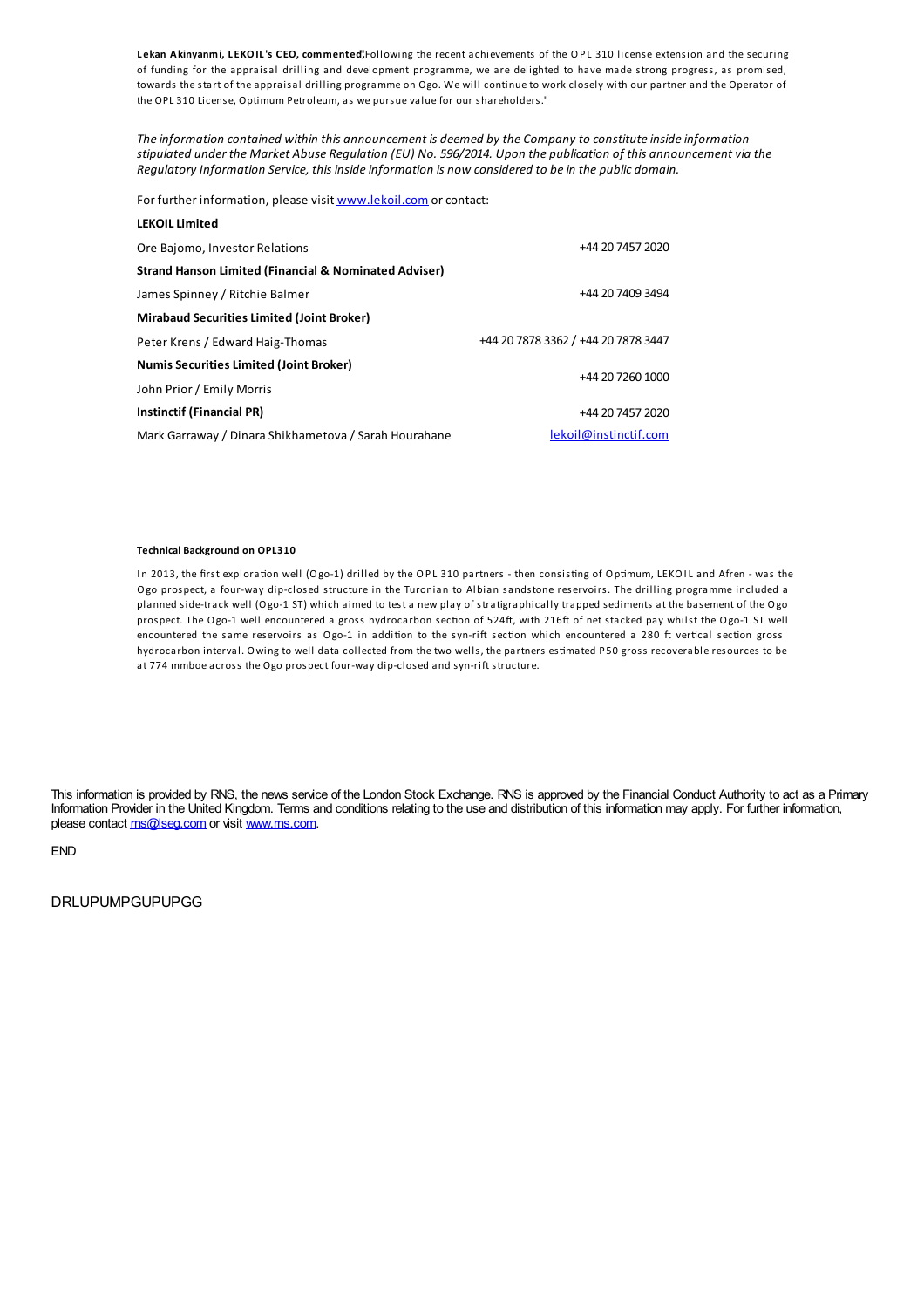**Lekan Akinyanmi, LEKOIL's CEO, commented**,"Following the recent achievements of the OPL 310 license extension and the securing of funding for the appraisal drilling and development programme, we are delighted to have made strong progress, as promised, towards the start of the appraisal drilling programme on Ogo. We will continue to work closely with our partner and the Operator of the OPL 310 License, Optimum Petroleum, as we pursue value for our shareholders."

*The information contained within this announcement is deemed by the Company to constitute inside information stipulated under the Market Abuse Regulation (EU) No. 596/2014. Upon the publication of this announcement via the Regulatory Information Service, this inside information is now considered to be in the public domain.*

For further information, please visit www.lekoil.com or contact:

| | |
|---|---|
| **LEKOIL Limited** | |
| Ore Bajomo, Investor Relations | +44 20 7457 2020 |
| **Strand Hanson Limited (Financial & Nominated Adviser)** | |
| James Spinney / Ritchie Balmer | +44 20 7409 3494 |
| **Mirabaud Securities Limited (Joint Broker)** | |
| Peter Krens / Edward Haig-Thomas | +44 20 7878 3362 / +44 20 7878 3447 |
| **Numis Securities Limited (Joint Broker)** | |
| John Prior / Emily Morris | +44 20 7260 1000 |
| **Instinctif (Financial PR)** | +44 20 7457 2020 |
| Mark Garraway / Dinara Shikhametova / Sarah Hourahane | lekoil@instinctif.com |

**Technical Background on OPL310**

In 2013, the first exploration well (Ogo-1) drilled by the OPL 310 partners - then consisting of Optimum, LEKOIL and Afren - was the Ogo prospect, a four-way dip-closed structure in the Turonian to Albian sandstone reservoirs. The drilling programme included a planned side-track well (Ogo-1 ST) which aimed to test a new play of stratigraphically trapped sediments at the basement of the Ogo prospect. The Ogo-1 well encountered a gross hydrocarbon section of 524ft, with 216ft of net stacked pay whilst the Ogo-1 ST well encountered the same reservoirs as Ogo-1 in addition to the syn-rift section which encountered a 280 ft vertical section gross hydrocarbon interval. Owing to well data collected from the two wells, the partners estimated P50 gross recoverable resources to be at 774 mmboe across the Ogo prospect four-way dip-closed and syn-rift structure.

This information is provided by RNS, the news service of the London Stock Exchange. RNS is approved by the Financial Conduct Authority to act as a Primary Information Provider in the United Kingdom. Terms and conditions relating to the use and distribution of this information may apply. For further information, please contact rns@lseg.com or visit www.rns.com.

END

DRLUPUMPGUPUPGG